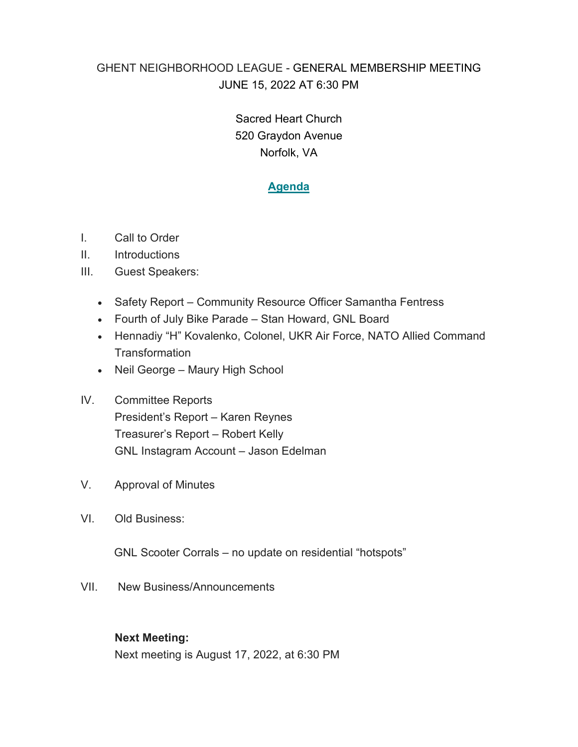GHENT NEIGHBORHOOD LEAGUE - GENERAL MEMBERSHIP MEETING
JUNE 15, 2022 AT 6:30 PM

Sacred Heart Church
520 Graydon Avenue
Norfolk, VA

## Agenda

I. Call to Order

II. Introductions

III. Guest Speakers:

- Safety Report – Community Resource Officer Samantha Fentress
- Fourth of July Bike Parade – Stan Howard, GNL Board
- Hennadiy "H" Kovalenko, Colonel, UKR Air Force, NATO Allied Command Transformation
- Neil George – Maury High School

IV. Committee Reports
President's Report – Karen Reynes
Treasurer's Report – Robert Kelly
GNL Instagram Account – Jason Edelman

V. Approval of Minutes

VI. Old Business:

GNL Scooter Corrals – no update on residential "hotspots"

VII. New Business/Announcements

**Next Meeting:**
Next meeting is August 17, 2022, at 6:30 PM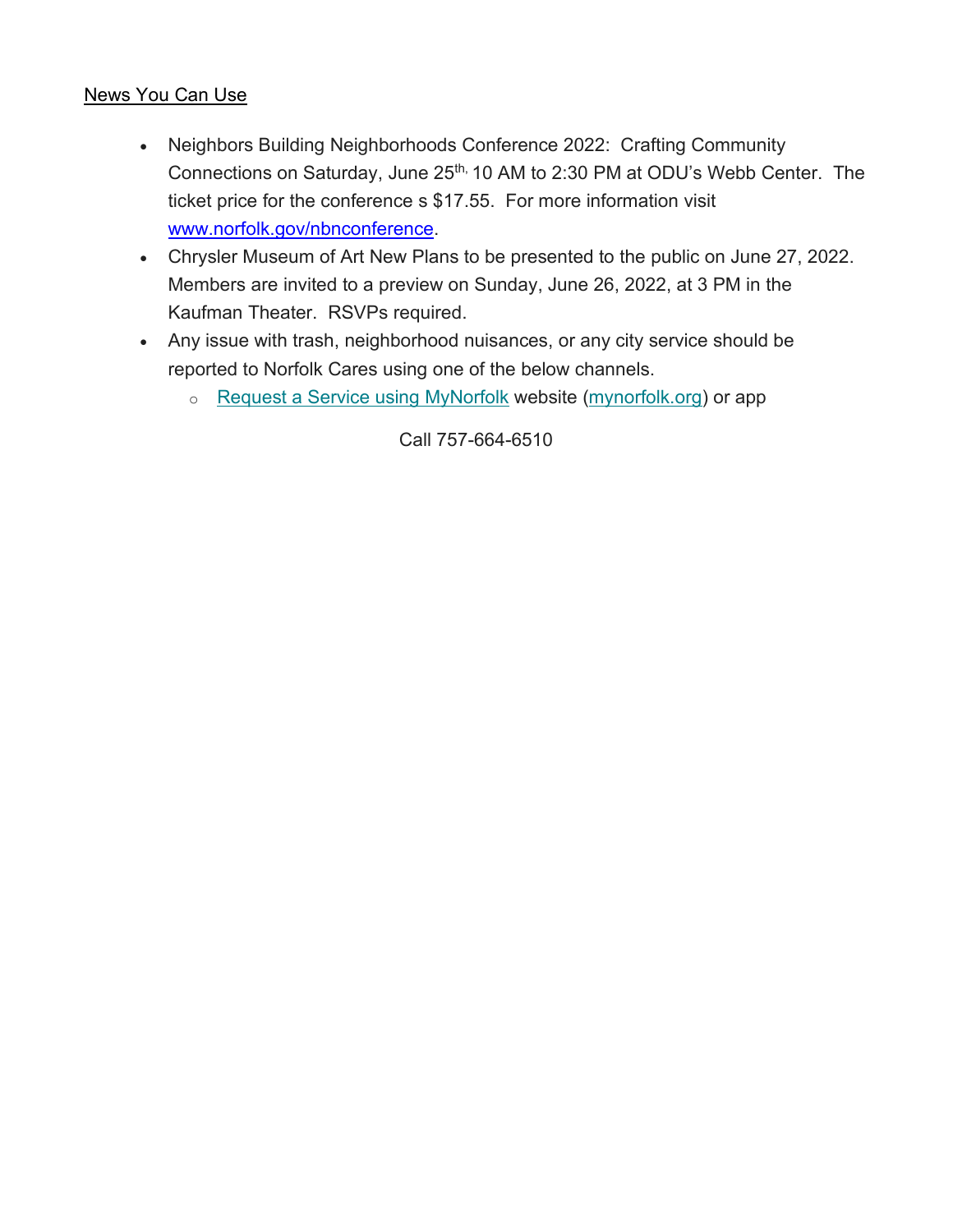News You Can Use

- Neighbors Building Neighborhoods Conference 2022: Crafting Community Connections on Saturday, June 25th, 10 AM to 2:30 PM at ODU's Webb Center. The ticket price for the conference s $17.55. For more information visit [www.norfolk.gov/nbnconference](www.norfolk.gov/nbnconference).
- Chrysler Museum of Art New Plans to be presented to the public on June 27, 2022. Members are invited to a preview on Sunday, June 26, 2022, at 3 PM in the Kaufman Theater. RSVPs required.
- Any issue with trash, neighborhood nuisances, or any city service should be reported to Norfolk Cares using one of the below channels.
  - Request a Service using MyNorfolk website (mynorfolk.org) or app

Call 757-664-6510